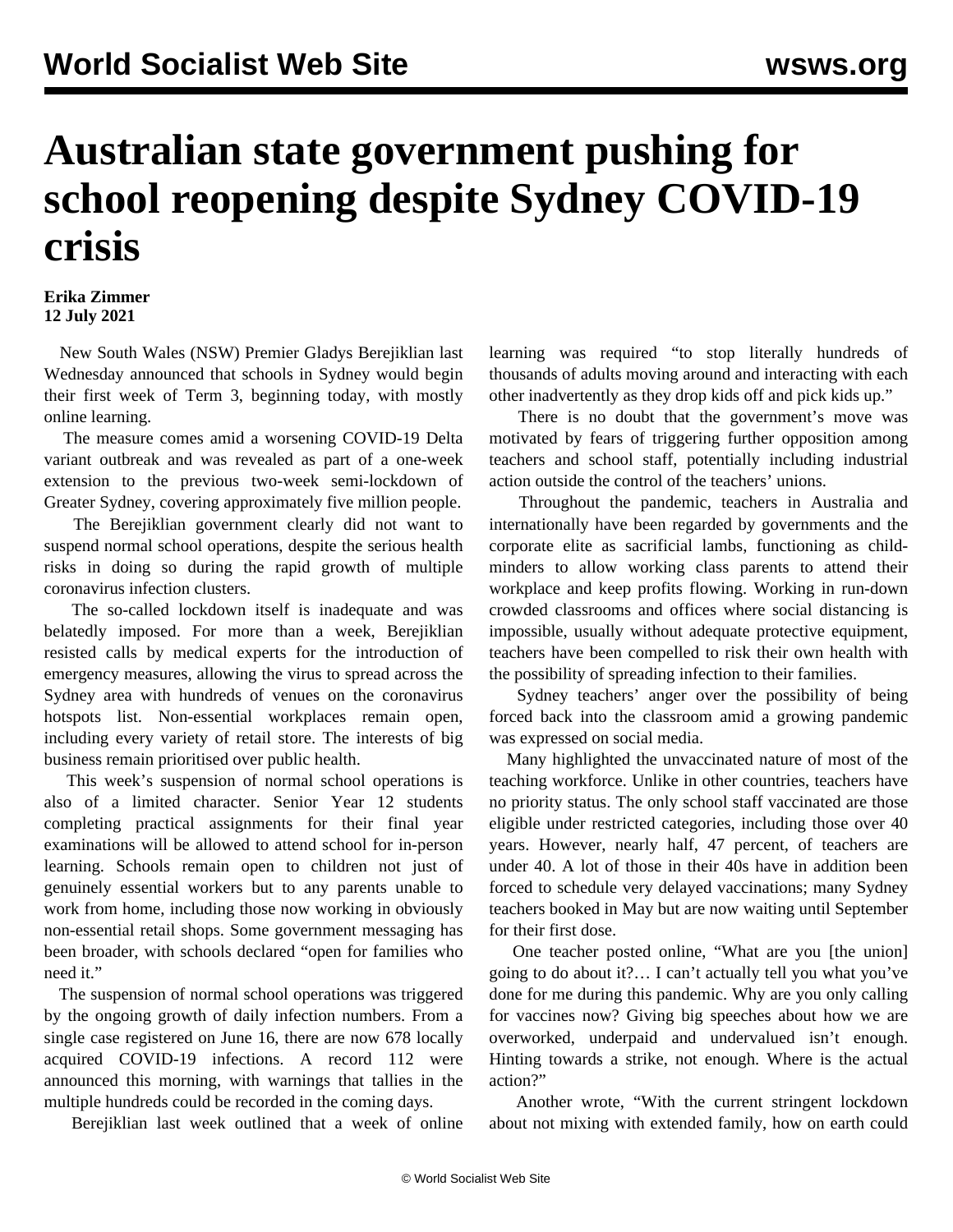# Australian state government pushing for school reopening despite Sydney COVID-19 crisis

**Erika Zimmer**
**12 July 2021**

New South Wales (NSW) Premier Gladys Berejiklian last Wednesday announced that schools in Sydney would begin their first week of Term 3, beginning today, with mostly online learning.

The measure comes amid a worsening COVID-19 Delta variant outbreak and was revealed as part of a one-week extension to the previous two-week semi-lockdown of Greater Sydney, covering approximately five million people.

The Berejiklian government clearly did not want to suspend normal school operations, despite the serious health risks in doing so during the rapid growth of multiple coronavirus infection clusters.

The so-called lockdown itself is inadequate and was belatedly imposed. For more than a week, Berejiklian resisted calls by medical experts for the introduction of emergency measures, allowing the virus to spread across the Sydney area with hundreds of venues on the coronavirus hotspots list. Non-essential workplaces remain open, including every variety of retail store. The interests of big business remain prioritised over public health.

This week's suspension of normal school operations is also of a limited character. Senior Year 12 students completing practical assignments for their final year examinations will be allowed to attend school for in-person learning. Schools remain open to children not just of genuinely essential workers but to any parents unable to work from home, including those now working in obviously non-essential retail shops. Some government messaging has been broader, with schools declared "open for families who need it."

The suspension of normal school operations was triggered by the ongoing growth of daily infection numbers. From a single case registered on June 16, there are now 678 locally acquired COVID-19 infections. A record 112 were announced this morning, with warnings that tallies in the multiple hundreds could be recorded in the coming days.

Berejiklian last week outlined that a week of online learning was required "to stop literally hundreds of thousands of adults moving around and interacting with each other inadvertently as they drop kids off and pick kids up."

There is no doubt that the government's move was motivated by fears of triggering further opposition among teachers and school staff, potentially including industrial action outside the control of the teachers' unions.

Throughout the pandemic, teachers in Australia and internationally have been regarded by governments and the corporate elite as sacrificial lambs, functioning as child-minders to allow working class parents to attend their workplace and keep profits flowing. Working in run-down crowded classrooms and offices where social distancing is impossible, usually without adequate protective equipment, teachers have been compelled to risk their own health with the possibility of spreading infection to their families.

Sydney teachers' anger over the possibility of being forced back into the classroom amid a growing pandemic was expressed on social media.

Many highlighted the unvaccinated nature of most of the teaching workforce. Unlike in other countries, teachers have no priority status. The only school staff vaccinated are those eligible under restricted categories, including those over 40 years. However, nearly half, 47 percent, of teachers are under 40. A lot of those in their 40s have in addition been forced to schedule very delayed vaccinations; many Sydney teachers booked in May but are now waiting until September for their first dose.

One teacher posted online, "What are you [the union] going to do about it?… I can't actually tell you what you've done for me during this pandemic. Why are you only calling for vaccines now? Giving big speeches about how we are overworked, underpaid and undervalued isn't enough. Hinting towards a strike, not enough. Where is the actual action?"

Another wrote, "With the current stringent lockdown about not mixing with extended family, how on earth could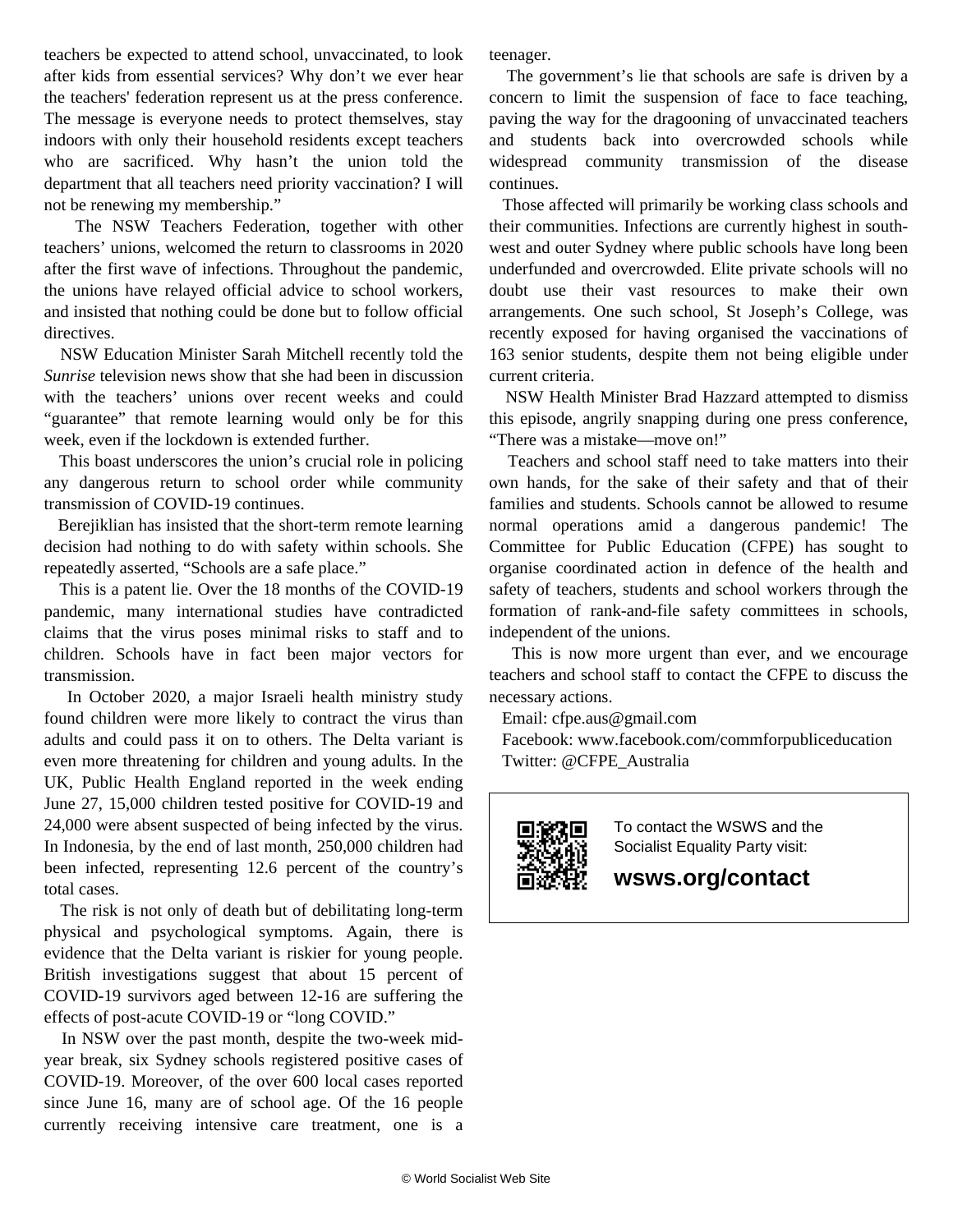teachers be expected to attend school, unvaccinated, to look after kids from essential services? Why don't we ever hear the teachers' federation represent us at the press conference. The message is everyone needs to protect themselves, stay indoors with only their household residents except teachers who are sacrificed. Why hasn't the union told the department that all teachers need priority vaccination? I will not be renewing my membership."

The NSW Teachers Federation, together with other teachers' unions, welcomed the return to classrooms in 2020 after the first wave of infections. Throughout the pandemic, the unions have relayed official advice to school workers, and insisted that nothing could be done but to follow official directives.

NSW Education Minister Sarah Mitchell recently told the *Sunrise* television news show that she had been in discussion with the teachers' unions over recent weeks and could "guarantee" that remote learning would only be for this week, even if the lockdown is extended further.

This boast underscores the union's crucial role in policing any dangerous return to school order while community transmission of COVID-19 continues.

Berejiklian has insisted that the short-term remote learning decision had nothing to do with safety within schools. She repeatedly asserted, "Schools are a safe place."

This is a patent lie. Over the 18 months of the COVID-19 pandemic, many international studies have contradicted claims that the virus poses minimal risks to staff and to children. Schools have in fact been major vectors for transmission.

In October 2020, a major Israeli health ministry study found children were more likely to contract the virus than adults and could pass it on to others. The Delta variant is even more threatening for children and young adults. In the UK, Public Health England reported in the week ending June 27, 15,000 children tested positive for COVID-19 and 24,000 were absent suspected of being infected by the virus. In Indonesia, by the end of last month, 250,000 children had been infected, representing 12.6 percent of the country's total cases.

The risk is not only of death but of debilitating long-term physical and psychological symptoms. Again, there is evidence that the Delta variant is riskier for young people. British investigations suggest that about 15 percent of COVID-19 survivors aged between 12-16 are suffering the effects of post-acute COVID-19 or "long COVID."

In NSW over the past month, despite the two-week mid-year break, six Sydney schools registered positive cases of COVID-19. Moreover, of the over 600 local cases reported since June 16, many are of school age. Of the 16 people currently receiving intensive care treatment, one is a teenager.

The government's lie that schools are safe is driven by a concern to limit the suspension of face to face teaching, paving the way for the dragooning of unvaccinated teachers and students back into overcrowded schools while widespread community transmission of the disease continues.

Those affected will primarily be working class schools and their communities. Infections are currently highest in south-west and outer Sydney where public schools have long been underfunded and overcrowded. Elite private schools will no doubt use their vast resources to make their own arrangements. One such school, St Joseph's College, was recently exposed for having organised the vaccinations of 163 senior students, despite them not being eligible under current criteria.

NSW Health Minister Brad Hazzard attempted to dismiss this episode, angrily snapping during one press conference, "There was a mistake—move on!"

Teachers and school staff need to take matters into their own hands, for the sake of their safety and that of their families and students. Schools cannot be allowed to resume normal operations amid a dangerous pandemic! The Committee for Public Education (CFPE) has sought to organise coordinated action in defence of the health and safety of teachers, students and school workers through the formation of rank-and-file safety committees in schools, independent of the unions.

This is now more urgent than ever, and we encourage teachers and school staff to contact the CFPE to discuss the necessary actions.

Email: cfpe.aus@gmail.com

Facebook: www.facebook.com/commforpubliceducation

Twitter: @CFPE_Australia

To contact the WSWS and the Socialist Equality Party visit:

**wsws.org/contact**